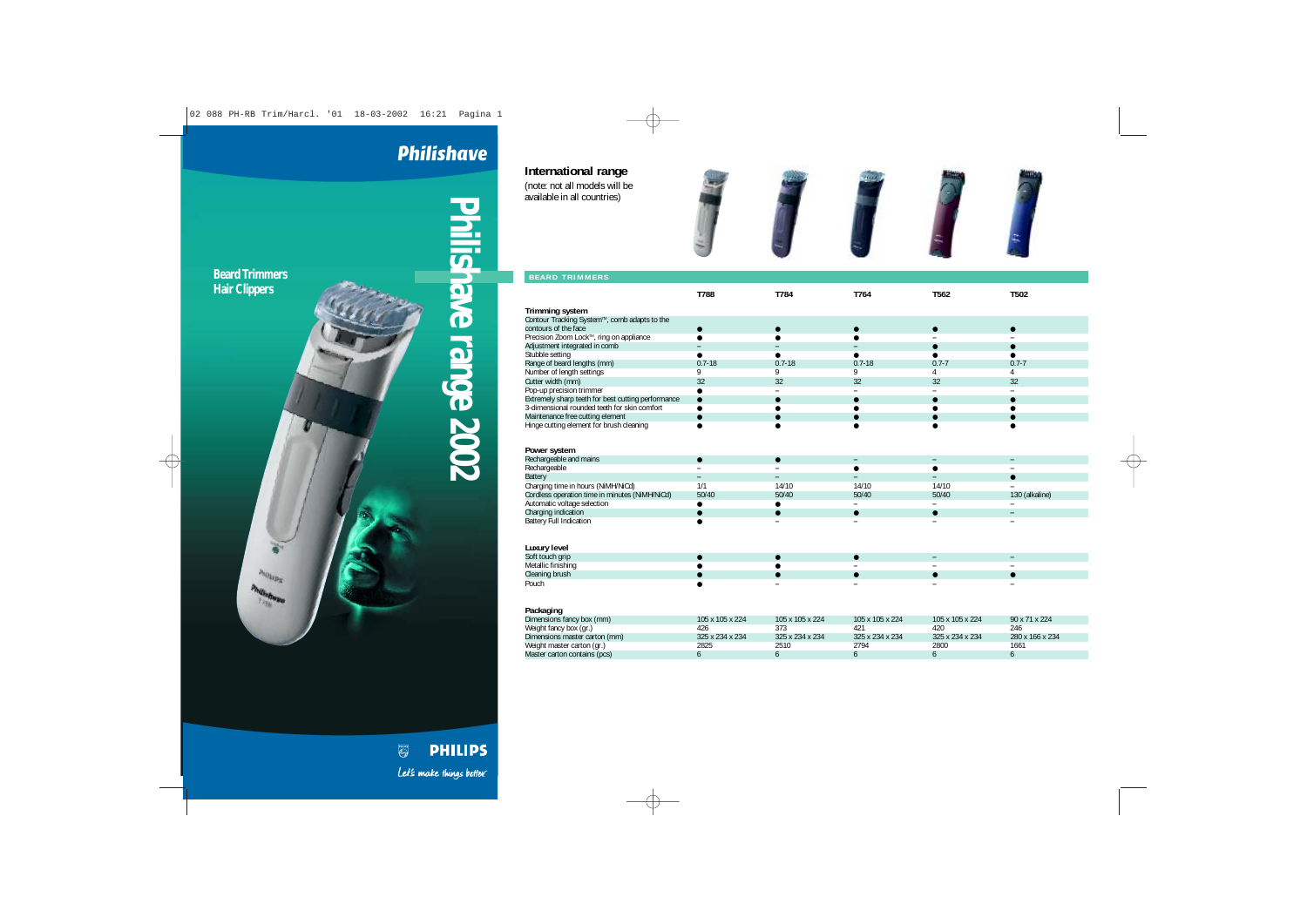# Philishave

**Beard Trimmers**
**Hair Clippers**

## Philishave range 2002

PHILIPS
Let's make things better

## International range

(note: not all models will be available in all countries)

| BEARD TRIMMERS | T788 | T784 | T764 | T562 | T502 |
|---|---|---|---|---|---|
| **Trimming system** | | | | | |
| Contour Tracking System™, comb adapts to the contours of the face | ● | ● | ● | ● | ● |
| Precision Zoom Lock℠, ring on appliance | ● | ● | ● | – | – |
| Adjustment integrated in comb | – | – | – | ● | ● |
| Stubble setting | ● | ● | ● | ● | ● |
| Range of beard lengths (mm) | 0.7-18 | 0.7-18 | 0.7-18 | 0.7-7 | 0.7-7 |
| Number of length settings | 9 | 9 | 9 | 4 | 4 |
| Cutter width (mm) | 32 | 32 | 32 | 32 | 32 |
| Pop-up precision trimmer | ● | – | – | – | – |
| Extremely sharp teeth for best cutting performance | ● | ● | ● | ● | ● |
| 3-dimensional rounded teeth for skin comfort | ● | ● | ● | ● | ● |
| Maintenance free cutting element | ● | ● | ● | ● | ● |
| Hinge cutting element for brush cleaning | ● | ● | ● | ● | ● |
| **Power system** | | | | | |
| Rechargeable and mains | ● | ● | – | – | – |
| Rechargeable | – | – | ● | ● | – |
| Battery | – | – | – | – | ● |
| Charging time in hours (NiMH/NiCd) | 1/1 | 14/10 | 14/10 | 14/10 | – |
| Cordless operation time in minutes (NiMH/NiCd) | 50/40 | 50/40 | 50/40 | 50/40 | 130 (alkaline) |
| Automatic voltage selection | ● | ● | – | – | – |
| Charging indication | ● | ● | ● | ● | – |
| Battery Full Indication | ● | – | – | – | – |
| **Luxury level** | | | | | |
| Soft touch grip | ● | ● | ● | – | – |
| Metallic finishing | ● | ● | – | – | – |
| Cleaning brush | ● | ● | ● | ● | ● |
| Pouch | ● | – | – | – | – |
| **Packaging** | | | | | |
| Dimensions fancy box (mm) | 105 x 105 x 224 | 105 x 105 x 224 | 105 x 105 x 224 | 105 x 105 x 224 | 90 x 71 x 224 |
| Weight fancy box (gr.) | 426 | 373 | 421 | 420 | 246 |
| Dimensions master carton (mm) | 325 x 234 x 234 | 325 x 234 x 234 | 325 x 234 x 234 | 325 x 234 x 234 | 280 x 166 x 234 |
| Weight master carton (gr.) | 2825 | 2510 | 2794 | 2800 | 1661 |
| Master carton contains (pcs) | 6 | 6 | 6 | 6 | 6 |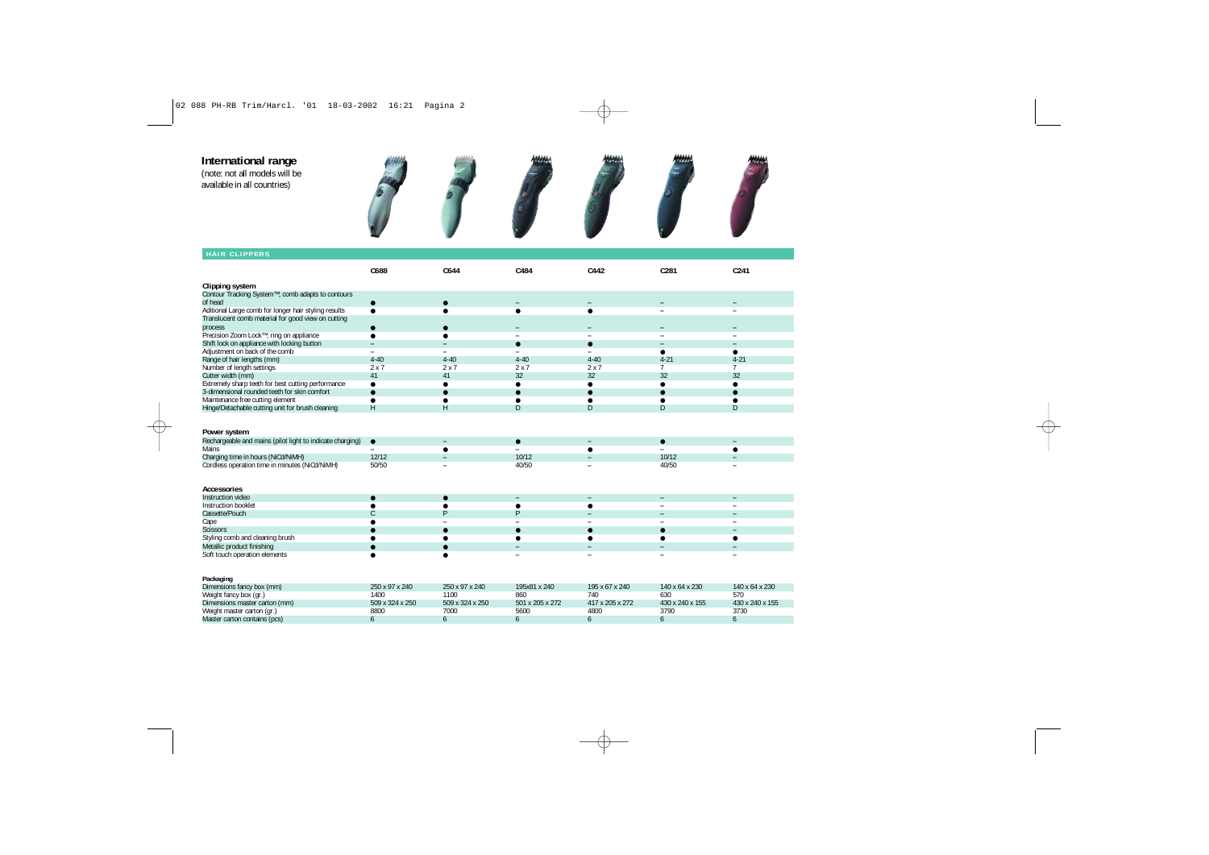## International range

(note: not all models will be available in all countries)

**HAIR CLIPPERS**

| | C688 | C644 | C484 | C442 | C281 | C241 |
|---|---|---|---|---|---|---|
| **Clipping system** | | | | | | |
| Contour Tracking System™, comb adapts to contours of head | ● | ● | – | – | – | – |
| Aditional Large comb for longer hair styling results | ● | ● | ● | ● | – | – |
| Translucent comb material for good view on cutting process | ● | ● | – | – | – | – |
| Precision Zoom Lock™, ring on appliance | ● | ● | – | – | – | – |
| Shift lock on appliance with locking button | – | – | ● | ● | – | – |
| Adjustment on back of the comb | – | – | – | – | ● | ● |
| Range of hair lengths (mm) | 4-40 | 4-40 | 4-40 | 4-40 | 4-21 | 4-21 |
| Number of length settings | 2 x 7 | 2 x 7 | 2 x 7 | 2 x 7 | 7 | 7 |
| Cutter width (mm) | 41 | 41 | 32 | 32 | 32 | 32 |
| Extremely sharp teeth for best cutting performance | ● | ● | ● | ● | ● | ● |
| 3-dimensional rounded teeth for skin comfort | ● | ● | ● | ● | ● | ● |
| Maintenance free cutting element | ● | ● | ● | ● | ● | ● |
| Hinge/Detachable cutting unit for brush cleaning | H | H | D | D | D | D |
| **Power system** | | | | | | |
| Rechargeable and mains (pilot light to indicate charging) | ● | – | ● | – | ● | – |
| Mains | – | ● | – | ● | – | ● |
| Charging time in hours (NiCd/NiMH) | 12/12 | – | 10/12 | – | 10/12 | – |
| Cordless operation time in minutes (NiCd/NiMH) | 50/50 | – | 40/50 | – | 40/50 | – |
| **Accessories** | | | | | | |
| Instruction video | ● | ● | – | – | – | – |
| Instruction booklet | ● | ● | ● | ● | – | – |
| Cassette/Pouch | C | P | P | – | – | – |
| Cape | ● | – | – | – | – | – |
| Scissors | ● | ● | ● | ● | ● | – |
| Styling comb and cleaning brush | ● | ● | ● | ● | ● | ● |
| Metallic product finishing | ● | ● | – | – | – | – |
| Soft touch operation elements | ● | ● | – | – | – | – |
| **Packaging** | | | | | | |
| Dimensions fancy box (mm) | 250 x 97 x 240 | 250 x 97 x 240 | 195x81 x 240 | 195 x 67 x 240 | 140 x 64 x 230 | 140 x 64 x 230 |
| Weight fancy box (gr.) | 1400 | 1100 | 860 | 740 | 630 | 570 |
| Dimensions master carton (mm) | 509 x 324 x 250 | 509 x 324 x 250 | 501 x 205 x 272 | 417 x 205 x 272 | 430 x 240 x 155 | 430 x 240 x 155 |
| Weight master carton (gr.) | 8800 | 7000 | 5600 | 4800 | 3790 | 3730 |
| Master carton contains (pcs) | 6 | 6 | 6 | 6 | 6 | 6 |